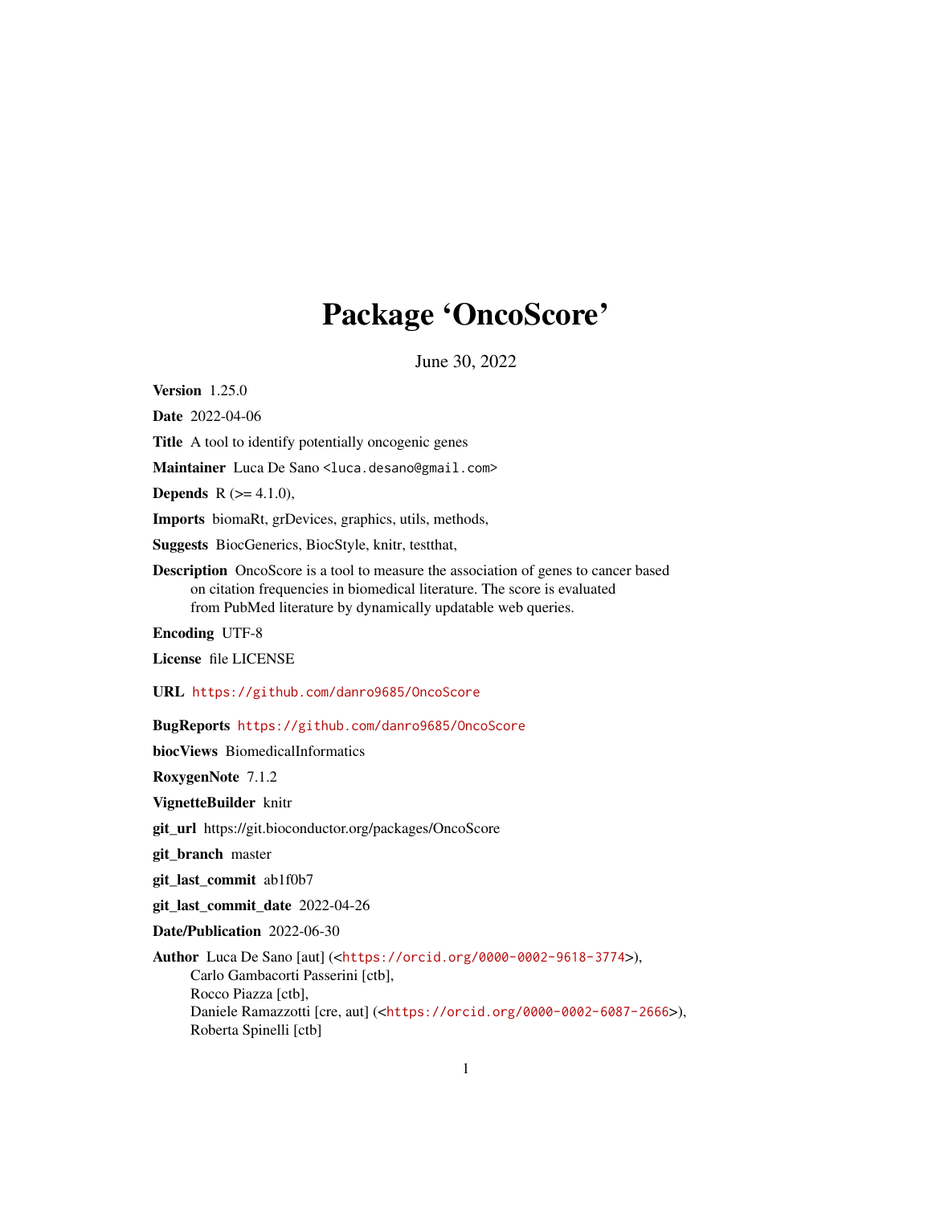# Package 'OncoScore'

June 30, 2022

**Version** 1.25.0

**Date** 2022-04-06

**Title** A tool to identify potentially oncogenic genes

**Maintainer** Luca De Sano <luca.desano@gmail.com>

**Depends** R (>= 4.1.0),

**Imports** biomaRt, grDevices, graphics, utils, methods,

**Suggests** BiocGenerics, BiocStyle, knitr, testthat,

**Description** OncoScore is a tool to measure the association of genes to cancer based on citation frequencies in biomedical literature. The score is evaluated from PubMed literature by dynamically updatable web queries.

**Encoding** UTF-8

**License** file LICENSE

**URL** https://github.com/danro9685/OncoScore

**BugReports** https://github.com/danro9685/OncoScore

**biocViews** BiomedicalInformatics

**RoxygenNote** 7.1.2

**VignetteBuilder** knitr

**git_url** https://git.bioconductor.org/packages/OncoScore

**git_branch** master

**git_last_commit** ab1f0b7

**git_last_commit_date** 2022-04-26

**Date/Publication** 2022-06-30

**Author** Luca De Sano [aut] (<https://orcid.org/0000-0002-9618-3774>),
Carlo Gambacorti Passerini [ctb],
Rocco Piazza [ctb],
Daniele Ramazzotti [cre, aut] (<https://orcid.org/0000-0002-6087-2666>),
Roberta Spinelli [ctb]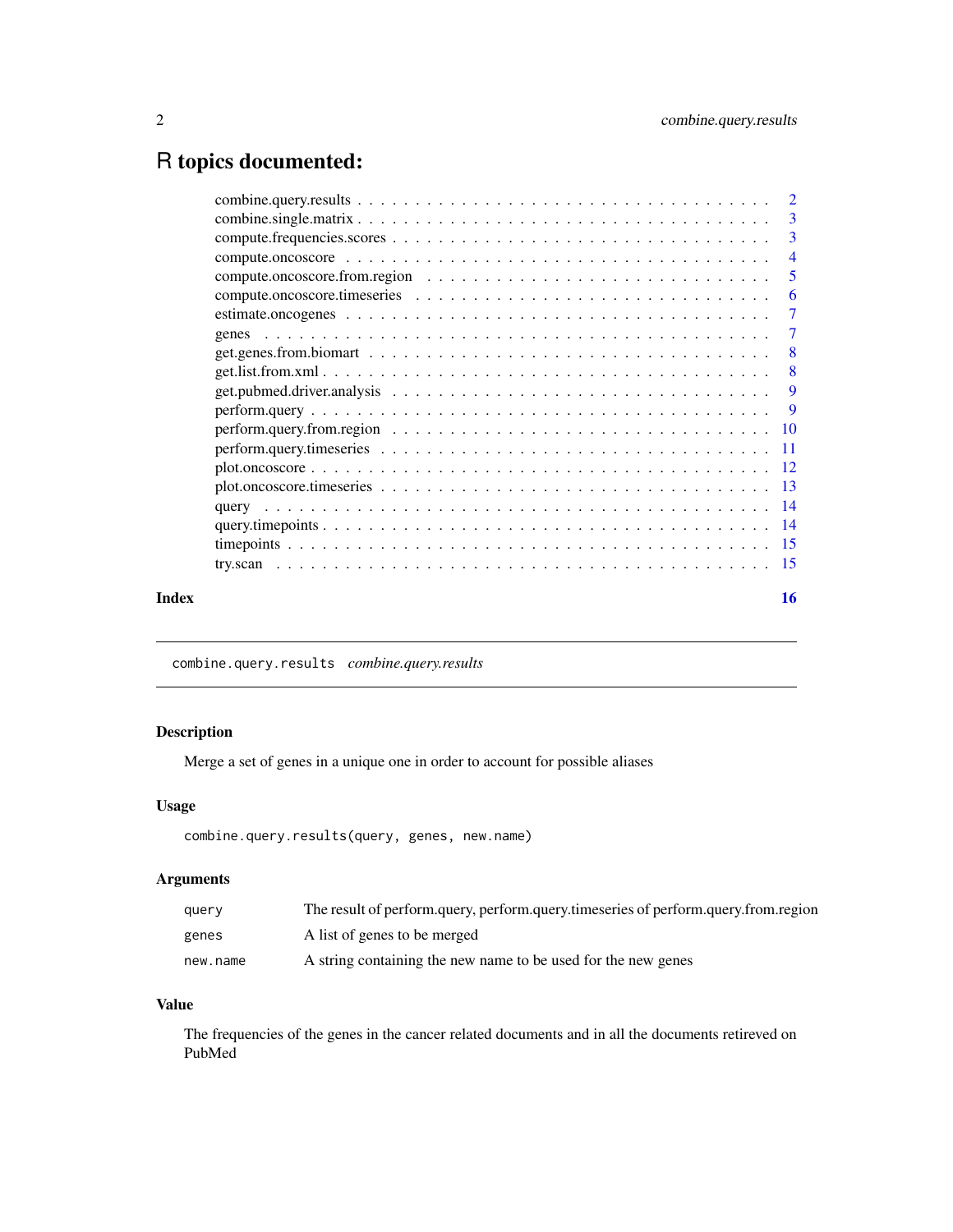# R topics documented:

- combine.query.results . . . . . . . . . . . . . . . . . . . . . . . . . . . . . . . . . . . . . . . . 2
- combine.single.matrix . . . . . . . . . . . . . . . . . . . . . . . . . . . . . . . . . . . . . . . . 3
- compute.frequencies.scores . . . . . . . . . . . . . . . . . . . . . . . . . . . . . . . . . . . . . 3
- compute.oncoscore . . . . . . . . . . . . . . . . . . . . . . . . . . . . . . . . . . . . . . . . . . 4
- compute.oncoscore.from.region . . . . . . . . . . . . . . . . . . . . . . . . . . . . . . . . . . 5
- compute.oncoscore.timeseries . . . . . . . . . . . . . . . . . . . . . . . . . . . . . . . . . . . 6
- estimate.oncogenes . . . . . . . . . . . . . . . . . . . . . . . . . . . . . . . . . . . . . . . . . 7
- genes . . . . . . . . . . . . . . . . . . . . . . . . . . . . . . . . . . . . . . . . . . . . . . . . 7
- get.genes.from.biomart . . . . . . . . . . . . . . . . . . . . . . . . . . . . . . . . . . . . . . . 8
- get.list.from.xml . . . . . . . . . . . . . . . . . . . . . . . . . . . . . . . . . . . . . . . . . . 8
- get.pubmed.driver.analysis . . . . . . . . . . . . . . . . . . . . . . . . . . . . . . . . . . . . 9
- perform.query . . . . . . . . . . . . . . . . . . . . . . . . . . . . . . . . . . . . . . . . . . . 9
- perform.query.from.region . . . . . . . . . . . . . . . . . . . . . . . . . . . . . . . . . . . . 10
- perform.query.timeseries . . . . . . . . . . . . . . . . . . . . . . . . . . . . . . . . . . . . . 11
- plot.oncoscore . . . . . . . . . . . . . . . . . . . . . . . . . . . . . . . . . . . . . . . . . . . 12
- plot.oncoscore.timeseries . . . . . . . . . . . . . . . . . . . . . . . . . . . . . . . . . . . . . 13
- query . . . . . . . . . . . . . . . . . . . . . . . . . . . . . . . . . . . . . . . . . . . . . . . . 14
- query.timepoints . . . . . . . . . . . . . . . . . . . . . . . . . . . . . . . . . . . . . . . . . . 14
- timepoints . . . . . . . . . . . . . . . . . . . . . . . . . . . . . . . . . . . . . . . . . . . . . 15
- try.scan . . . . . . . . . . . . . . . . . . . . . . . . . . . . . . . . . . . . . . . . . . . . . . . 15

**Index** **16**

---

## `combine.query.results` *combine.query.results*

### Description

Merge a set of genes in a unique one in order to account for possible aliases

### Usage

```
combine.query.results(query, genes, new.name)
```

### Arguments

| | |
|---|---|
| `query` | The result of perform.query, perform.query.timeseries of perform.query.from.region |
| `genes` | A list of genes to be merged |
| `new.name` | A string containing the new name to be used for the new genes |

### Value

The frequencies of the genes in the cancer related documents and in all the documents retireved on PubMed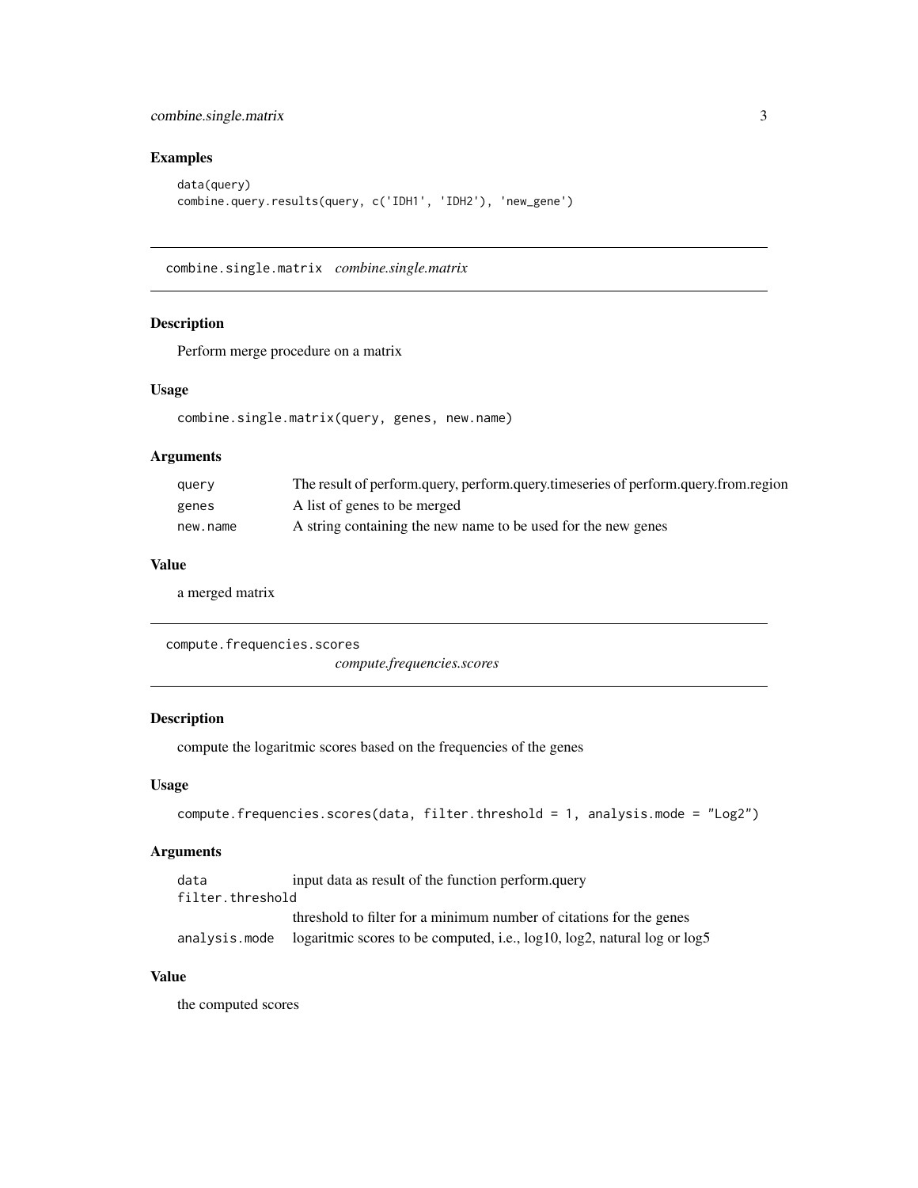## Examples

```
data(query)
combine.query.results(query, c('IDH1', 'IDH2'), 'new_gene')
```

---

# combine.single.matrix *combine.single.matrix*

## Description

Perform merge procedure on a matrix

## Usage

```
combine.single.matrix(query, genes, new.name)
```

## Arguments

| | |
|---|---|
| query | The result of perform.query, perform.query.timeseries of perform.query.from.region |
| genes | A list of genes to be merged |
| new.name | A string containing the new name to be used for the new genes |

## Value

a merged matrix

---

# compute.frequencies.scores *compute.frequencies.scores*

## Description

compute the logaritmic scores based on the frequencies of the genes

## Usage

```
compute.frequencies.scores(data, filter.threshold = 1, analysis.mode = "Log2")
```

## Arguments

| | |
|---|---|
| data | input data as result of the function perform.query |
| filter.threshold | threshold to filter for a minimum number of citations for the genes |
| analysis.mode | logaritmic scores to be computed, i.e., log10, log2, natural log or log5 |

## Value

the computed scores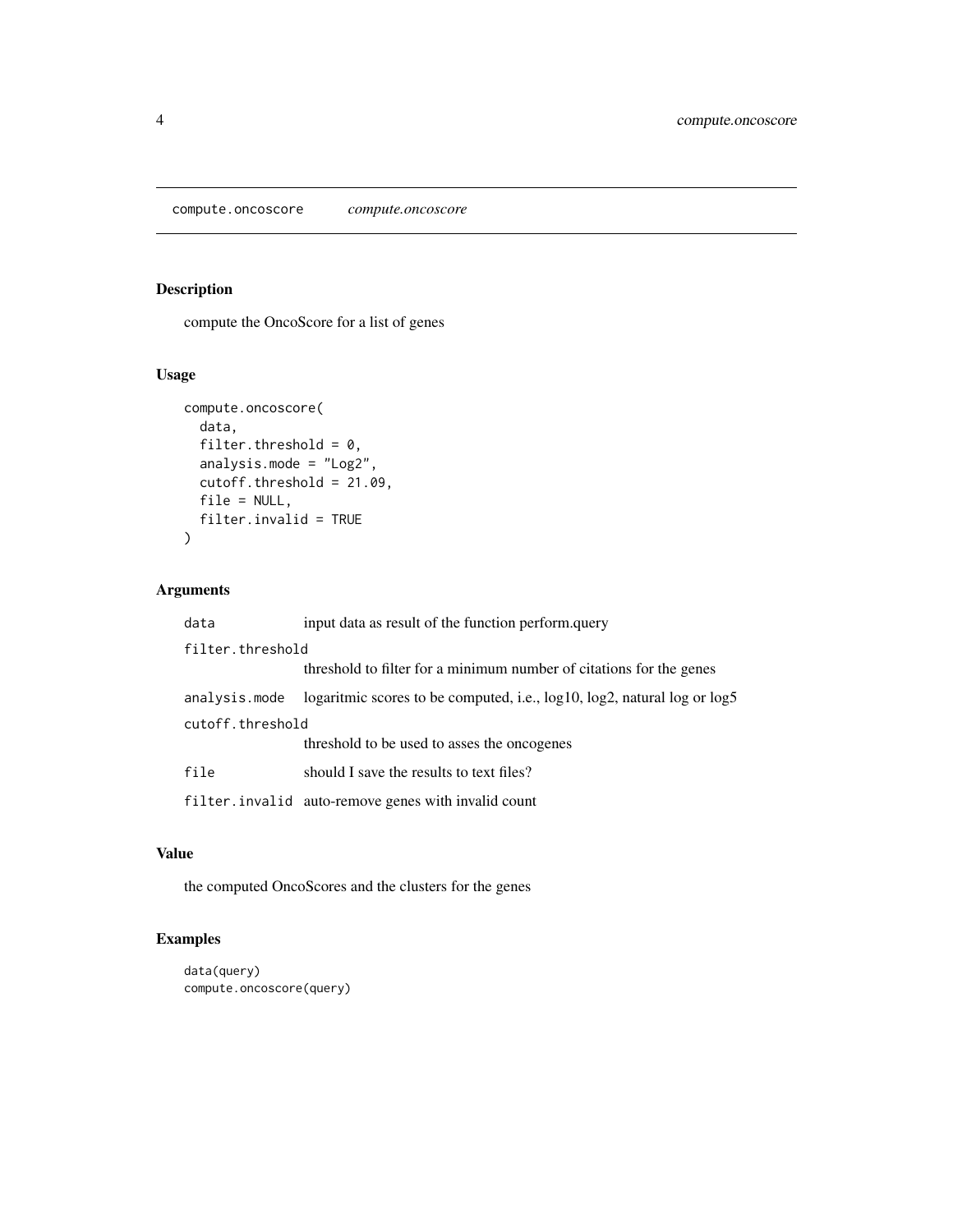## compute.oncoscore *compute.oncoscore*

### Description

compute the OncoScore for a list of genes

### Usage

```
compute.oncoscore(
  data,
  filter.threshold = 0,
  analysis.mode = "Log2",
  cutoff.threshold = 21.09,
  file = NULL,
  filter.invalid = TRUE
)
```

### Arguments

| | |
|---|---|
| `data` | input data as result of the function perform.query |
| `filter.threshold` | threshold to filter for a minimum number of citations for the genes |
| `analysis.mode` | logaritmic scores to be computed, i.e., log10, log2, natural log or log5 |
| `cutoff.threshold` | threshold to be used to asses the oncogenes |
| `file` | should I save the results to text files? |
| `filter.invalid` | auto-remove genes with invalid count |

### Value

the computed OncoScores and the clusters for the genes

### Examples

```
data(query)
compute.oncoscore(query)
```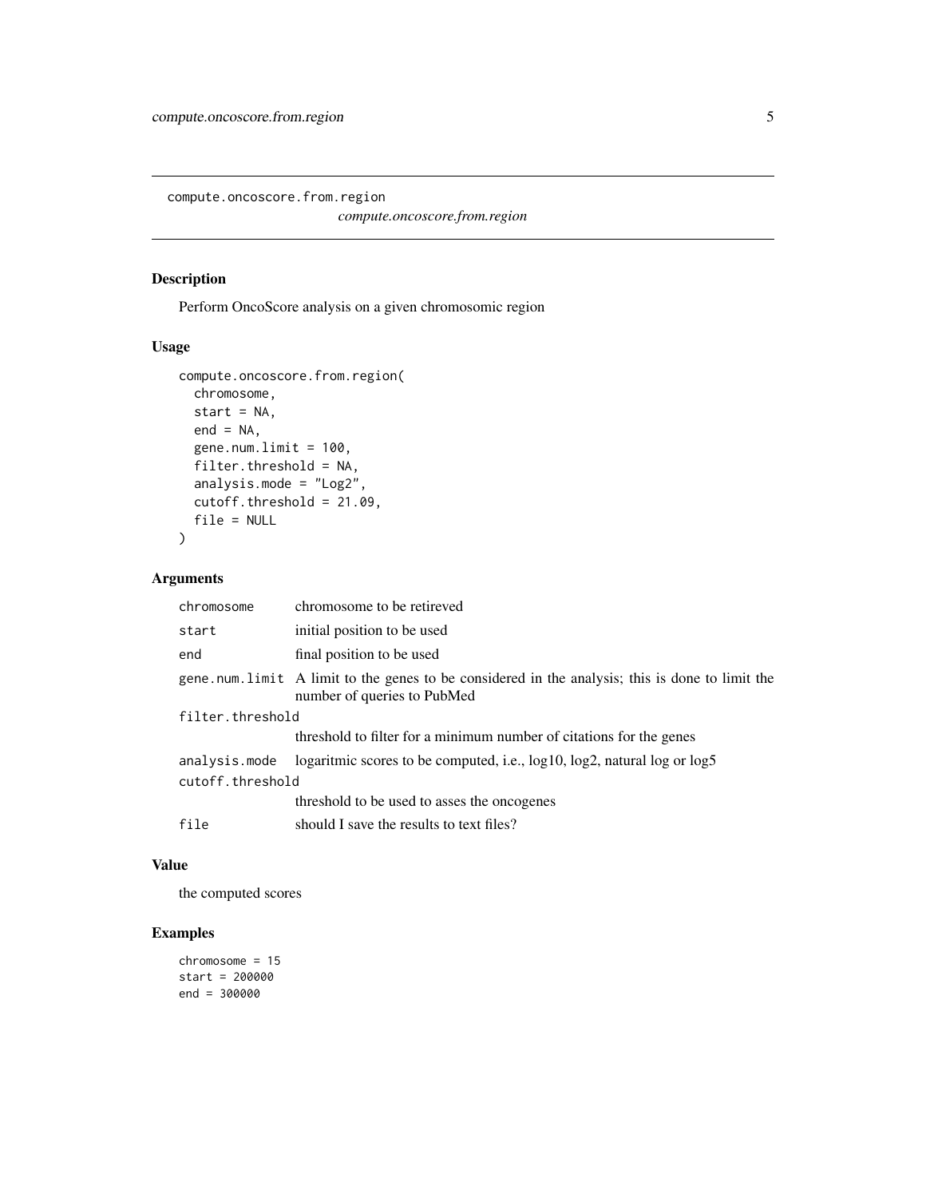## compute.oncoscore.from.region

*compute.oncoscore.from.region*

### Description

Perform OncoScore analysis on a given chromosomic region

### Usage

```
compute.oncoscore.from.region(
  chromosome,
  start = NA,
  end = NA,
  gene.num.limit = 100,
  filter.threshold = NA,
  analysis.mode = "Log2",
  cutoff.threshold = 21.09,
  file = NULL
)
```

### Arguments

| Argument | Description |
|---|---|
| chromosome | chromosome to be retireved |
| start | initial position to be used |
| end | final position to be used |
| gene.num.limit | A limit to the genes to be considered in the analysis; this is done to limit the number of queries to PubMed |
| filter.threshold | threshold to filter for a minimum number of citations for the genes |
| analysis.mode | logaritmic scores to be computed, i.e., log10, log2, natural log or log5 |
| cutoff.threshold | threshold to be used to asses the oncogenes |
| file | should I save the results to text files? |

### Value

the computed scores

### Examples

```
chromosome = 15
start = 200000
end = 300000
```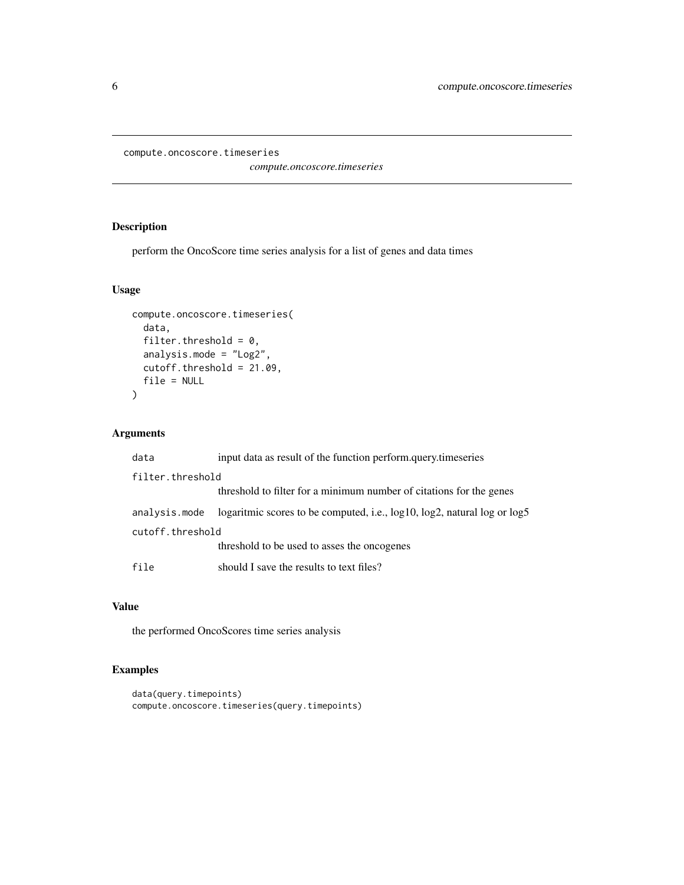compute.oncoscore.timeseries

*compute.oncoscore.timeseries*

## Description

perform the OncoScore time series analysis for a list of genes and data times

## Usage

```
compute.oncoscore.timeseries(
  data,
  filter.threshold = 0,
  analysis.mode = "Log2",
  cutoff.threshold = 21.09,
  file = NULL
)
```

## Arguments

| | |
|---|---|
| `data` | input data as result of the function perform.query.timeseries |
| `filter.threshold` | threshold to filter for a minimum number of citations for the genes |
| `analysis.mode` | logaritmic scores to be computed, i.e., log10, log2, natural log or log5 |
| `cutoff.threshold` | threshold to be used to asses the oncogenes |
| `file` | should I save the results to text files? |

## Value

the performed OncoScores time series analysis

## Examples

```
data(query.timepoints)
compute.oncoscore.timeseries(query.timepoints)
```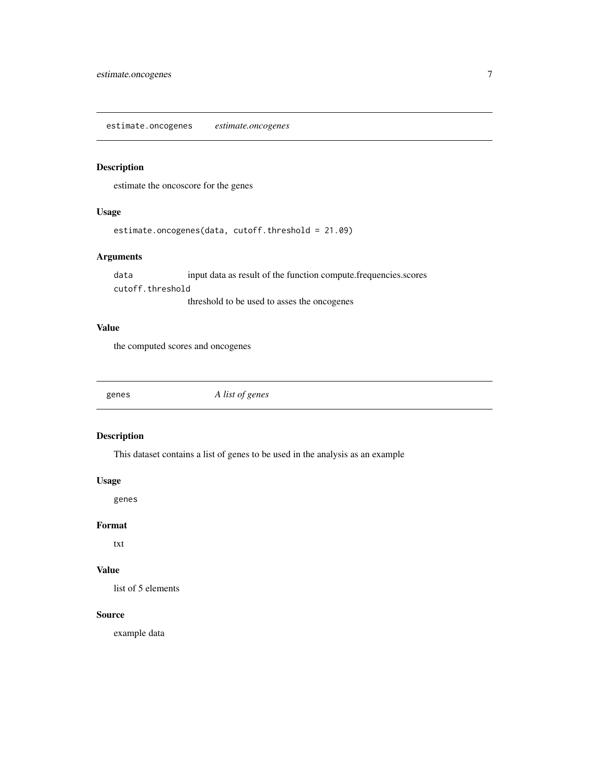## estimate.oncogenes *estimate.oncogenes*

### Description

estimate the oncoscore for the genes

### Usage

```
estimate.oncogenes(data, cutoff.threshold = 21.09)
```

### Arguments

| | |
|---|---|
| `data` | input data as result of the function compute.frequencies.scores |
| `cutoff.threshold` | threshold to be used to asses the oncogenes |

### Value

the computed scores and oncogenes

## genes *A list of genes*

### Description

This dataset contains a list of genes to be used in the analysis as an example

### Usage

```
genes
```

### Format

txt

### Value

list of 5 elements

### Source

example data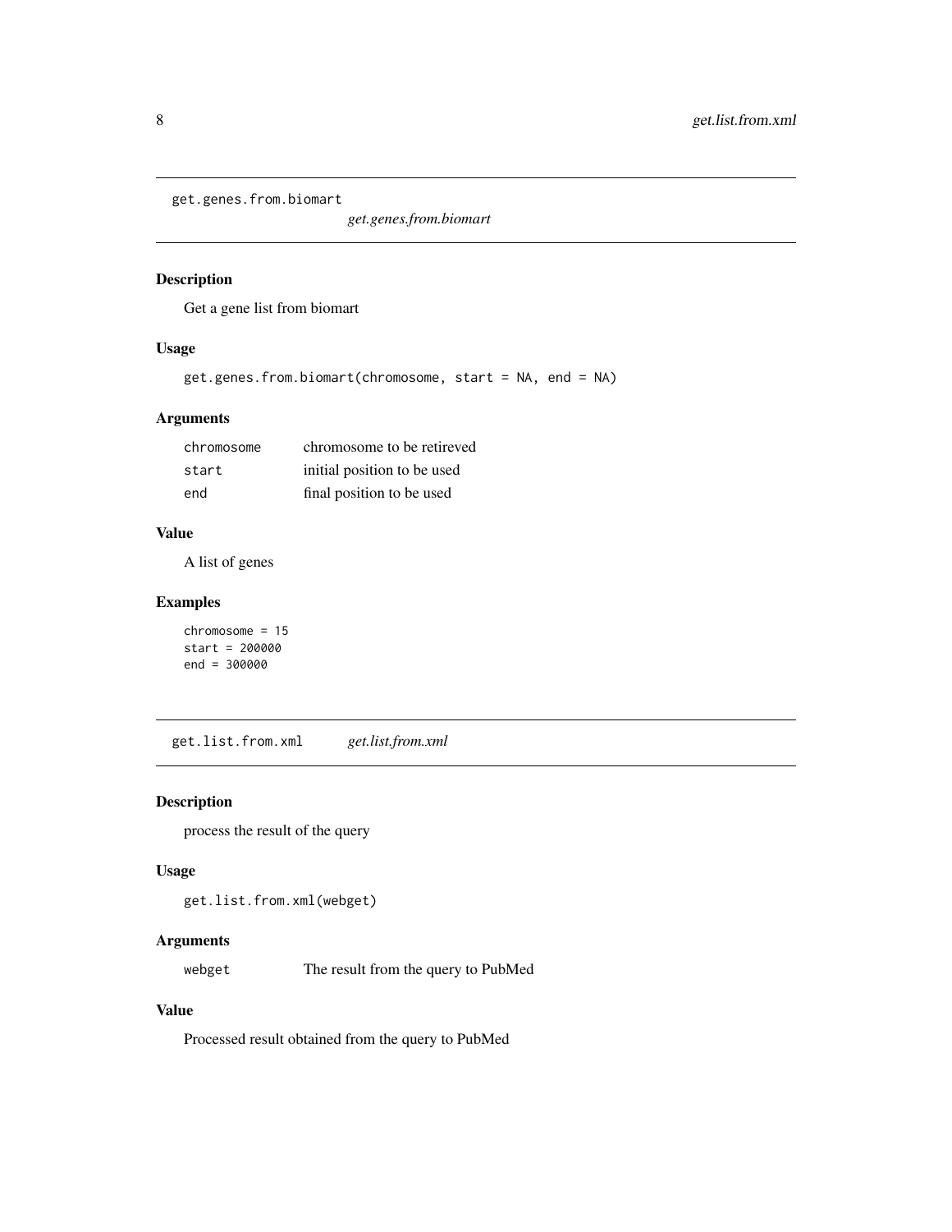## get.genes.from.biomart

*get.genes.from.biomart*

### Description

Get a gene list from biomart

### Usage

```
get.genes.from.biomart(chromosome, start = NA, end = NA)
```

### Arguments

| | |
|---|---|
| `chromosome` | chromosome to be retireved |
| `start` | initial position to be used |
| `end` | final position to be used |

### Value

A list of genes

### Examples

```
chromosome = 15
start = 200000
end = 300000
```

## get.list.from.xml

*get.list.from.xml*

### Description

process the result of the query

### Usage

```
get.list.from.xml(webget)
```

### Arguments

| | |
|---|---|
| `webget` | The result from the query to PubMed |

### Value

Processed result obtained from the query to PubMed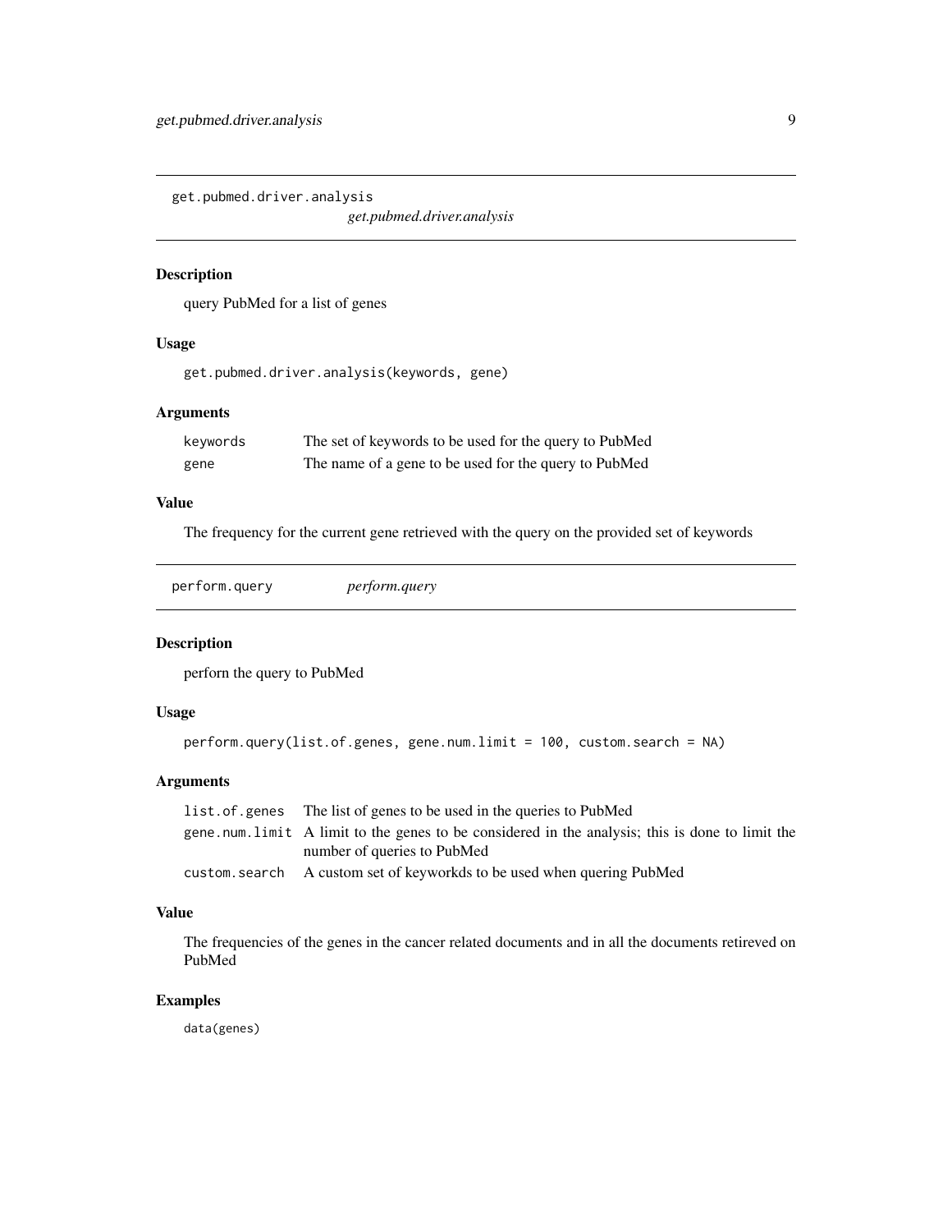## get.pubmed.driver.analysis

*get.pubmed.driver.analysis*

### Description

query PubMed for a list of genes

### Usage

```
get.pubmed.driver.analysis(keywords, gene)
```

### Arguments

| | |
|---|---|
| keywords | The set of keywords to be used for the query to PubMed |
| gene | The name of a gene to be used for the query to PubMed |

### Value

The frequency for the current gene retrieved with the query on the provided set of keywords

## perform.query

*perform.query*

### Description

perforn the query to PubMed

### Usage

```
perform.query(list.of.genes, gene.num.limit = 100, custom.search = NA)
```

### Arguments

| | |
|---|---|
| list.of.genes | The list of genes to be used in the queries to PubMed |
| gene.num.limit | A limit to the genes to be considered in the analysis; this is done to limit the number of queries to PubMed |
| custom.search | A custom set of keyworkds to be used when quering PubMed |

### Value

The frequencies of the genes in the cancer related documents and in all the documents retireved on PubMed

### Examples

```
data(genes)
```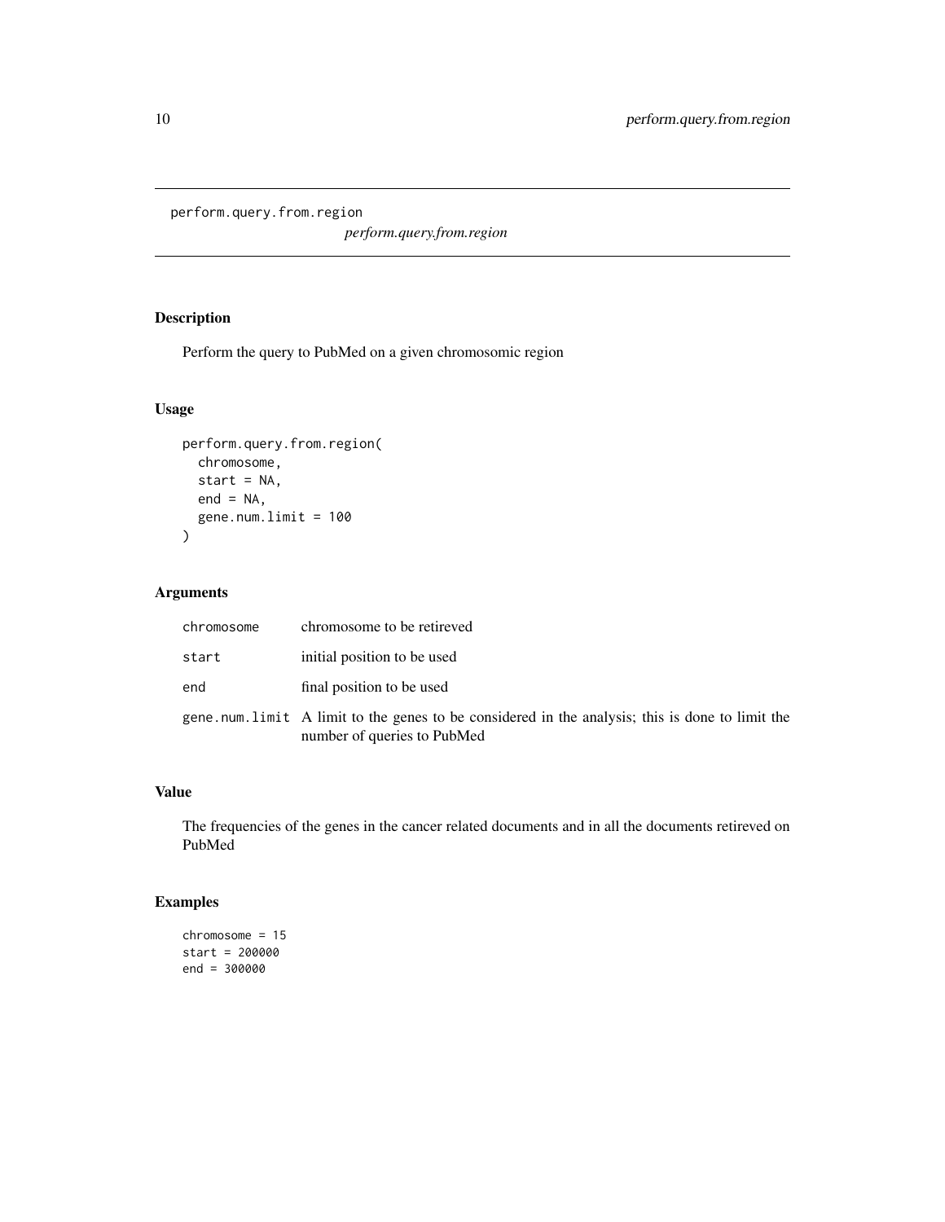perform.query.from.region

*perform.query.from.region*

## Description

Perform the query to PubMed on a given chromosomic region

## Usage

```
perform.query.from.region(
  chromosome,
  start = NA,
  end = NA,
  gene.num.limit = 100
)
```

## Arguments

| | |
|---|---|
| chromosome | chromosome to be retireved |
| start | initial position to be used |
| end | final position to be used |
| gene.num.limit | A limit to the genes to be considered in the analysis; this is done to limit the number of queries to PubMed |

## Value

The frequencies of the genes in the cancer related documents and in all the documents retireved on PubMed

## Examples

```
chromosome = 15
start = 200000
end = 300000
```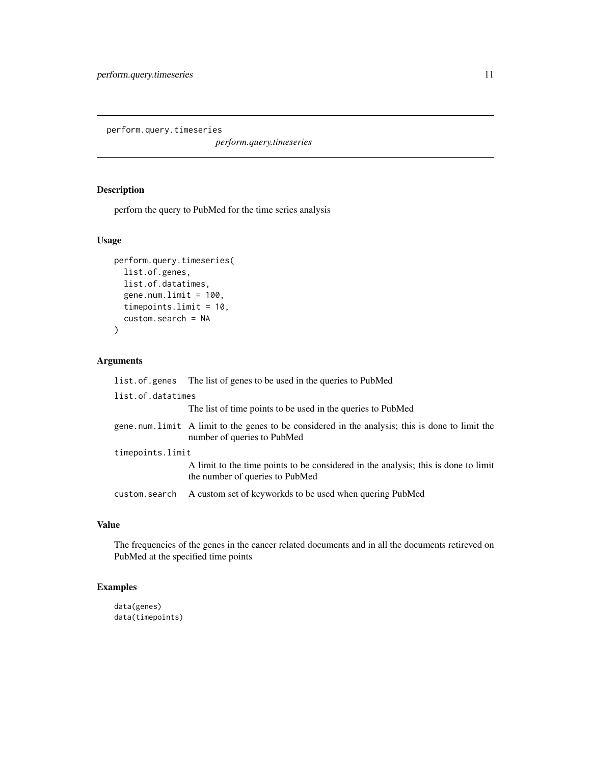## perform.query.timeseries

*perform.query.timeseries*

### Description

perforn the query to PubMed for the time series analysis

### Usage

```
perform.query.timeseries(
  list.of.genes,
  list.of.datatimes,
  gene.num.limit = 100,
  timepoints.limit = 10,
  custom.search = NA
)
```

### Arguments

| | |
|---|---|
| `list.of.genes` | The list of genes to be used in the queries to PubMed |
| `list.of.datatimes` | The list of time points to be used in the queries to PubMed |
| `gene.num.limit` | A limit to the genes to be considered in the analysis; this is done to limit the number of queries to PubMed |
| `timepoints.limit` | A limit to the time points to be considered in the analysis; this is done to limit the number of queries to PubMed |
| `custom.search` | A custom set of keyworkds to be used when quering PubMed |

### Value

The frequencies of the genes in the cancer related documents and in all the documents retireved on PubMed at the specified time points

### Examples

```
data(genes)
data(timepoints)
```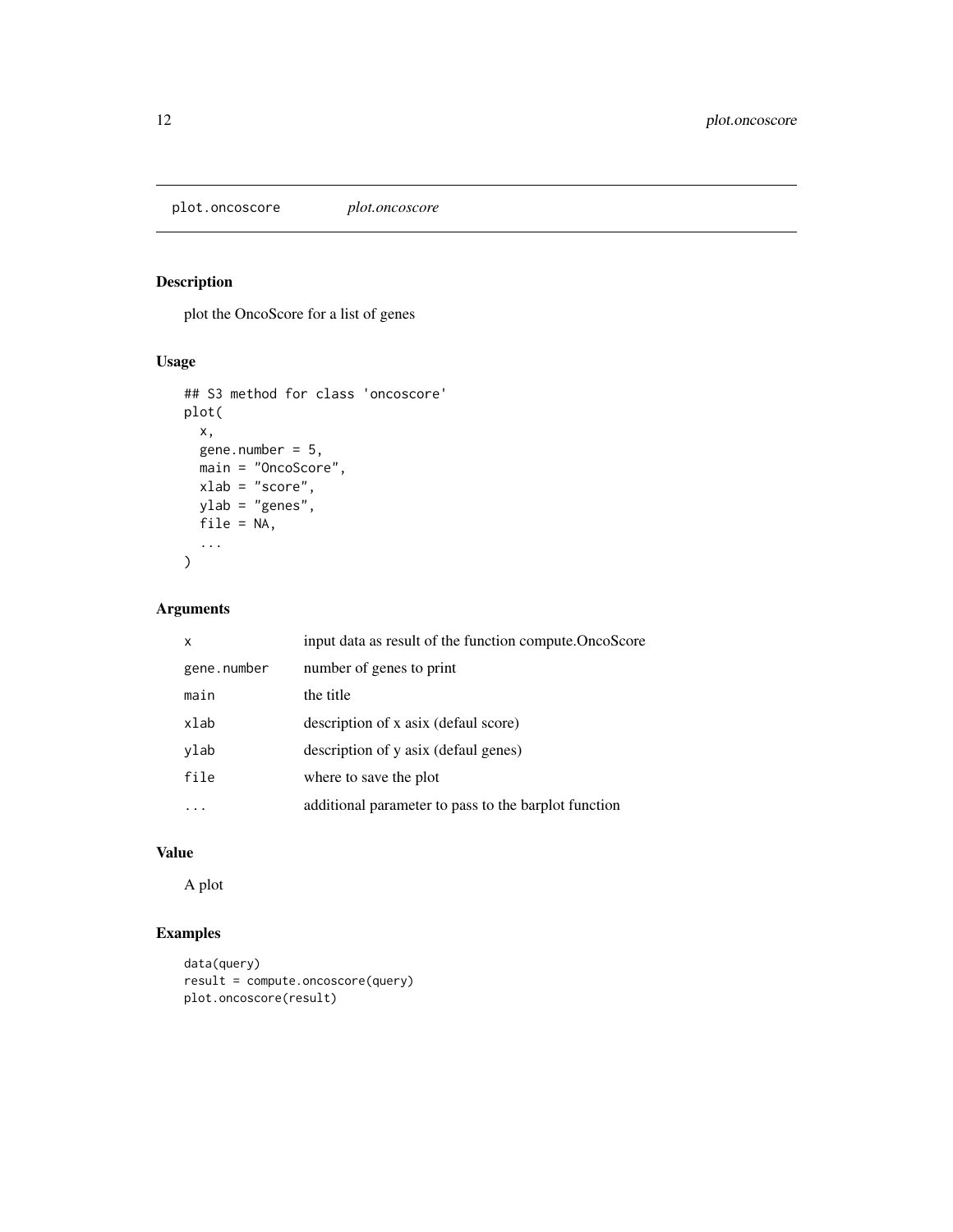plot.oncoscore    *plot.oncoscore*

## Description

plot the OncoScore for a list of genes

## Usage

```
## S3 method for class 'oncoscore'
plot(
  x,
  gene.number = 5,
  main = "OncoScore",
  xlab = "score",
  ylab = "genes",
  file = NA,
  ...
)
```

## Arguments

| | |
|---|---|
| `x` | input data as result of the function compute.OncoScore |
| `gene.number` | number of genes to print |
| `main` | the title |
| `xlab` | description of x asix (defaul score) |
| `ylab` | description of y asix (defaul genes) |
| `file` | where to save the plot |
| `...` | additional parameter to pass to the barplot function |

## Value

A plot

## Examples

```
data(query)
result = compute.oncoscore(query)
plot.oncoscore(result)
```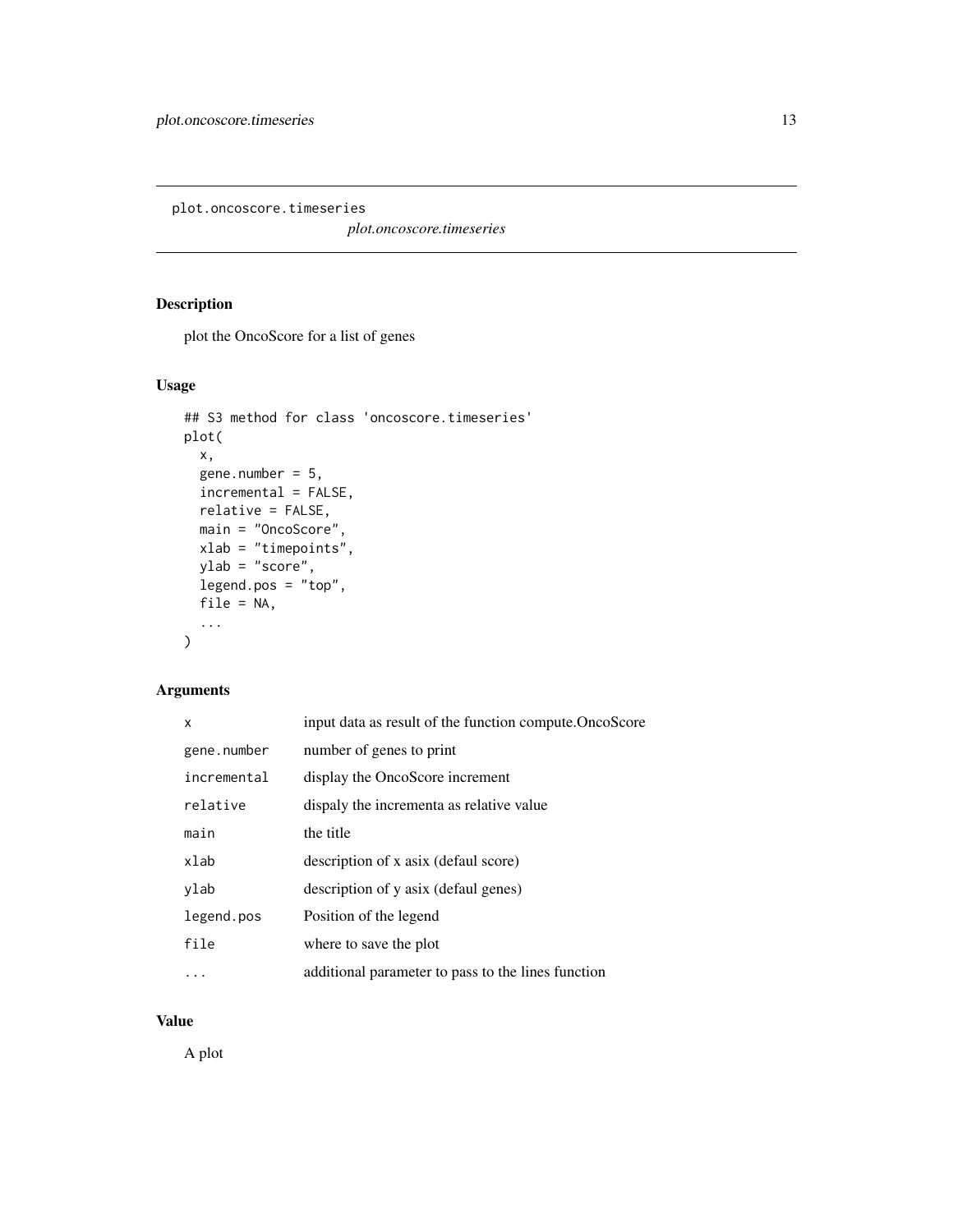# plot.oncoscore.timeseries

*plot.oncoscore.timeseries*

## Description

plot the OncoScore for a list of genes

## Usage

```
## S3 method for class 'oncoscore.timeseries'
plot(
  x,
  gene.number = 5,
  incremental = FALSE,
  relative = FALSE,
  main = "OncoScore",
  xlab = "timepoints",
  ylab = "score",
  legend.pos = "top",
  file = NA,
  ...
)
```

## Arguments

| | |
|---|---|
| x | input data as result of the function compute.OncoScore |
| gene.number | number of genes to print |
| incremental | display the OncoScore increment |
| relative | dispaly the incrementa as relative value |
| main | the title |
| xlab | description of x asix (defaul score) |
| ylab | description of y asix (defaul genes) |
| legend.pos | Position of the legend |
| file | where to save the plot |
| ... | additional parameter to pass to the lines function |

## Value

A plot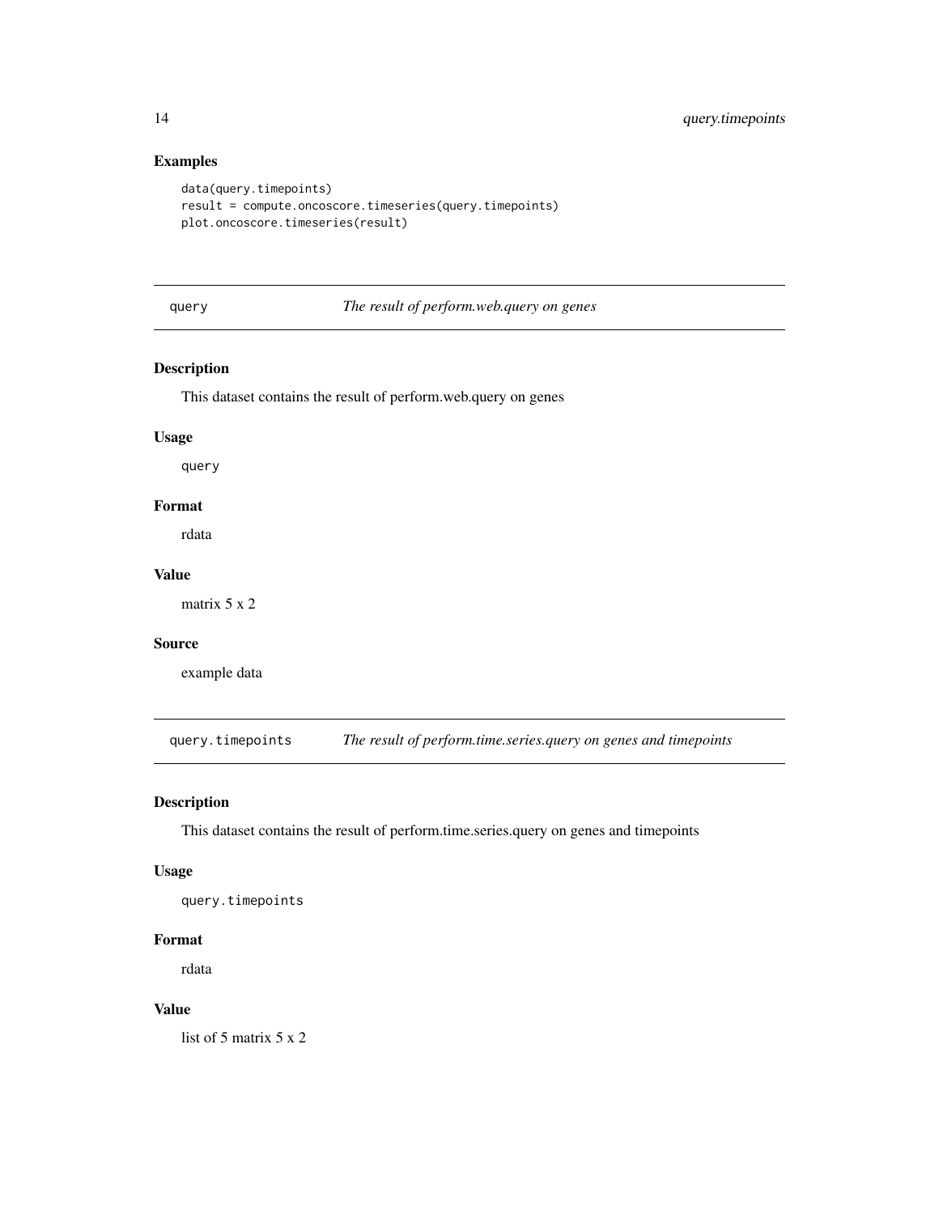### Examples

```
data(query.timepoints)
result = compute.oncoscore.timeseries(query.timepoints)
plot.oncoscore.timeseries(result)
```

---

## query — *The result of perform.web.query on genes*

---

### Description

This dataset contains the result of perform.web.query on genes

### Usage

```
query
```

### Format

rdata

### Value

matrix 5 x 2

### Source

example data

---

## query.timepoints — *The result of perform.time.series.query on genes and timepoints*

---

### Description

This dataset contains the result of perform.time.series.query on genes and timepoints

### Usage

```
query.timepoints
```

### Format

rdata

### Value

list of 5 matrix 5 x 2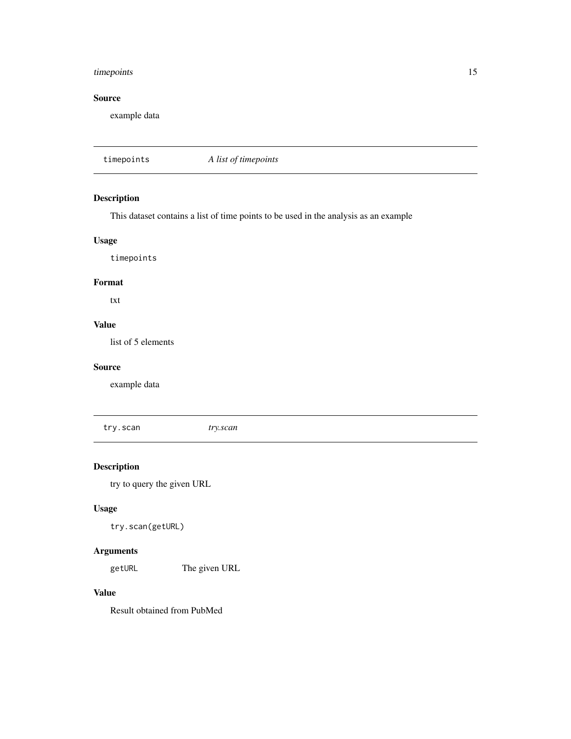### Source

example data

---

## timepoints *A list of timepoints*

---

### Description

This dataset contains a list of time points to be used in the analysis as an example

### Usage

```
timepoints
```

### Format

txt

### Value

list of 5 elements

### Source

example data

---

## try.scan *try.scan*

---

### Description

try to query the given URL

### Usage

```
try.scan(getURL)
```

### Arguments

| | |
|---|---|
| `getURL` | The given URL |

### Value

Result obtained from PubMed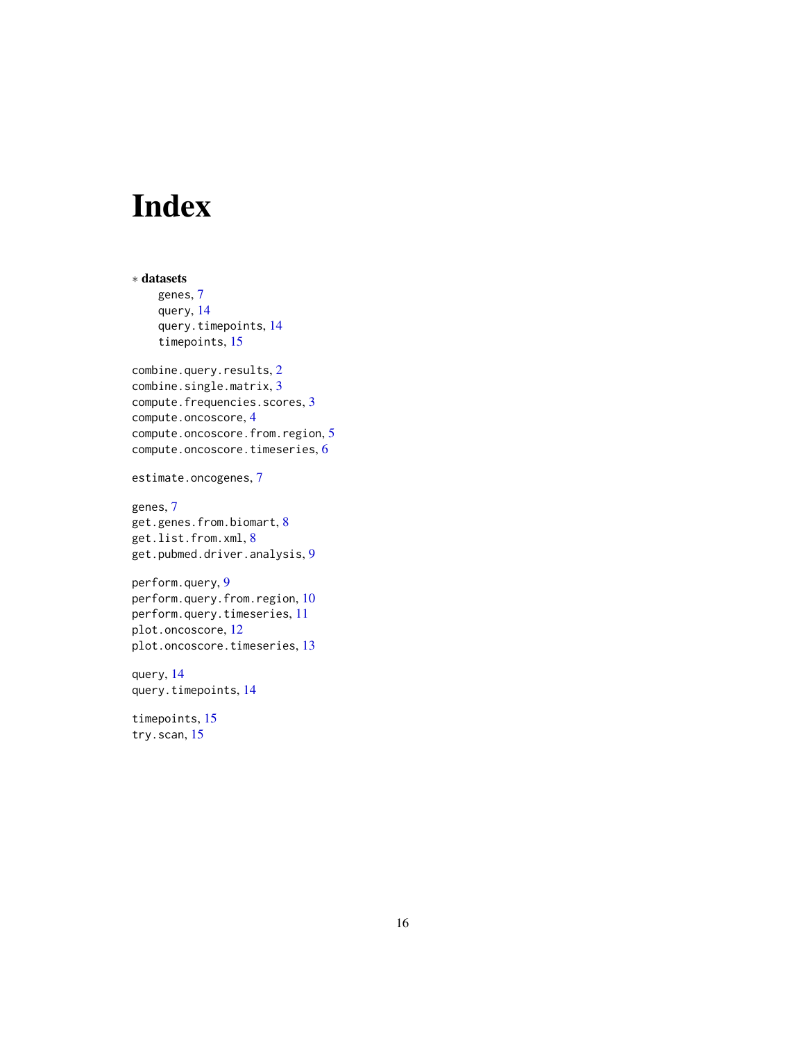# Index

∗ **datasets**
- genes, 7
- query, 14
- query.timepoints, 14
- timepoints, 15

combine.query.results, 2
combine.single.matrix, 3
compute.frequencies.scores, 3
compute.oncoscore, 4
compute.oncoscore.from.region, 5
compute.oncoscore.timeseries, 6

estimate.oncogenes, 7

genes, 7
get.genes.from.biomart, 8
get.list.from.xml, 8
get.pubmed.driver.analysis, 9

perform.query, 9
perform.query.from.region, 10
perform.query.timeseries, 11
plot.oncoscore, 12
plot.oncoscore.timeseries, 13

query, 14
query.timepoints, 14

timepoints, 15
try.scan, 15